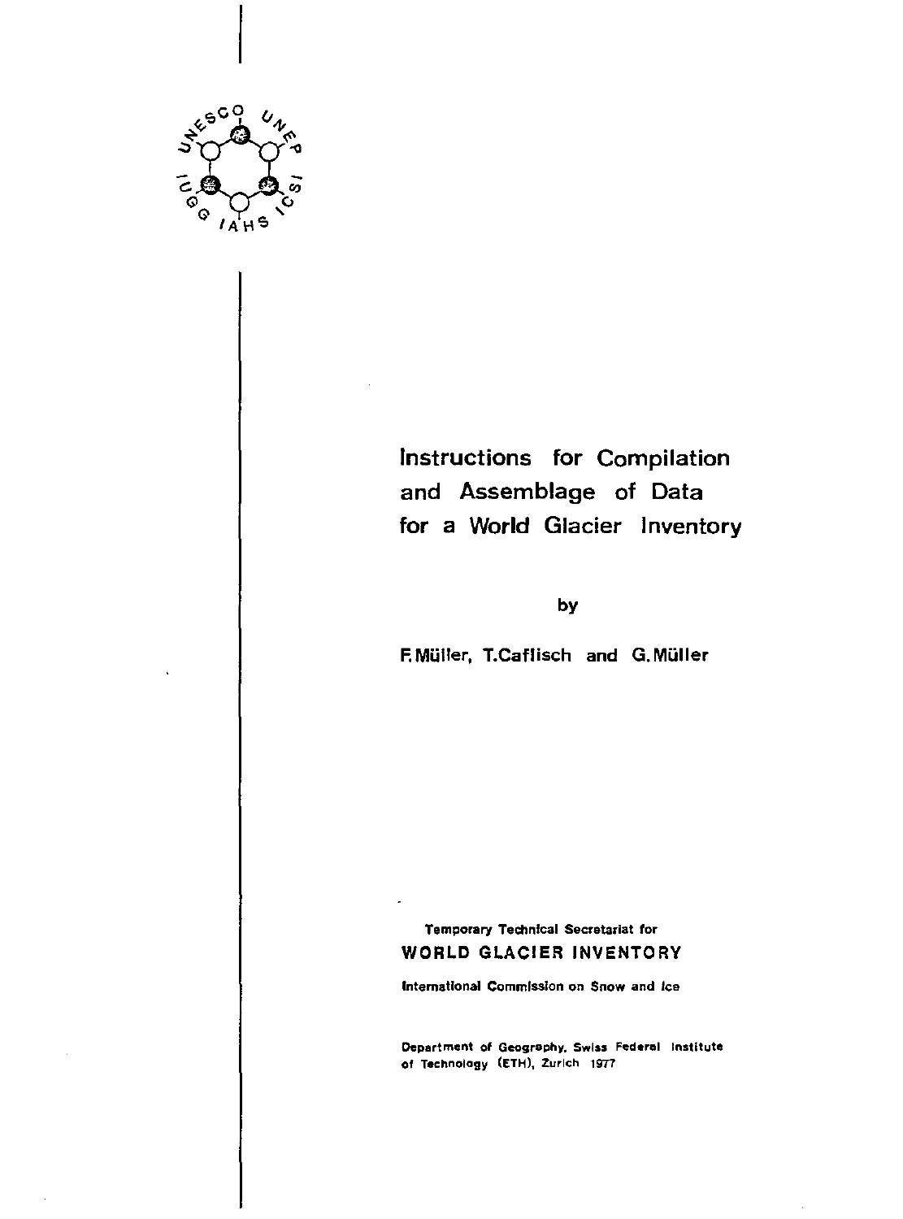UNESCO UNEP IUGG IAHS ICSI

# Instructions for Compilation and Assemblage of Data for a World Glacier Inventory

by

F. Müller, T. Caflisch and G. Müller

Temporary Technical Secretariat for

**WORLD GLACIER INVENTORY**

International Commission on Snow and Ice

Department of Geography, Swiss Federal Institute of Technology (ETH), Zurich 1977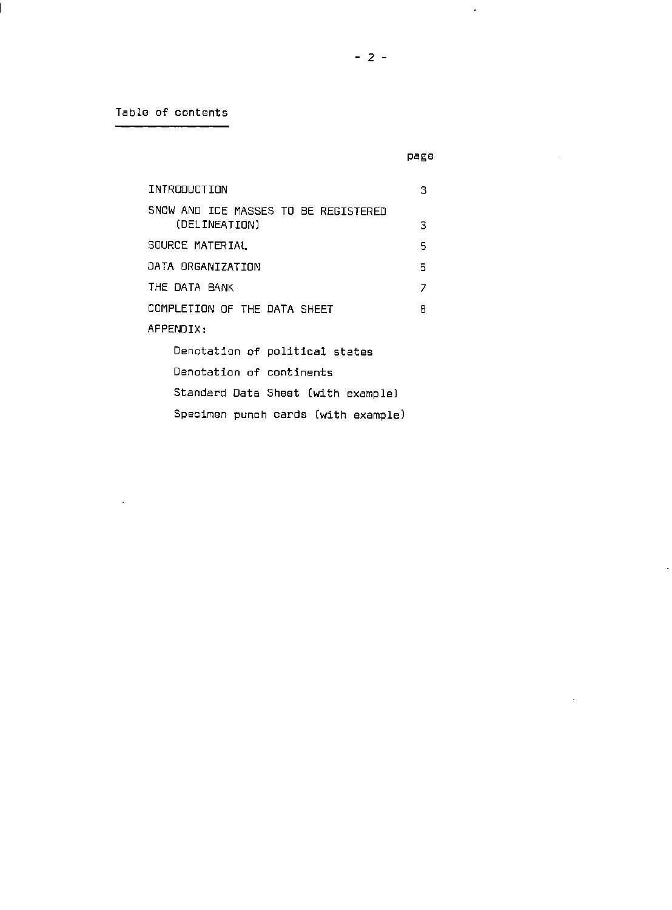## Table of contents

| | page |
|---|---|
| INTRODUCTION | 3 |
| SNOW AND ICE MASSES TO BE REGISTERED (DELINEATION) | 3 |
| SOURCE MATERIAL | 5 |
| DATA ORGANIZATION | 5 |
| THE DATA BANK | 7 |
| COMPLETION OF THE DATA SHEET | 8 |
| APPENDIX: | |
| Denotation of political states | |
| Denotation of continents | |
| Standard Data Sheet (with example) | |
| Specimen punch cards (with example) | |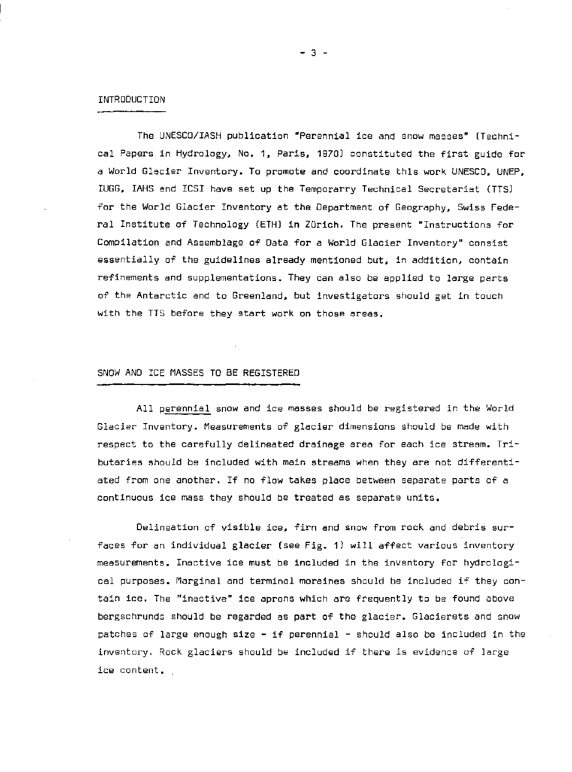## INTRODUCTION

The UNESCO/IASH publication "Perennial ice and snow masses" (Technical Papers in Hydrology, No. 1, Paris, 1970) constituted the first guide for a World Glacier Inventory. To promote and coordinate this work UNESCO, UNEP, IUGG, IAHS and ICSI have set up the Temporarry Technical Secretariat (TTS) for the World Glacier Inventory at the Department of Geography, Swiss Federal Institute of Technology (ETH) in Zürich. The present "Instructions for Compilation and Assemblage of Data for a World Glacier Inventory" consist essentially of the guidelines already mentioned but, in addition, contain refinements and supplementations. They can also be applied to large parts of the Antarctic and to Greenland, but investigators should get in touch with the TTS before they start work on those areas.

## SNOW AND ICE MASSES TO BE REGISTERED

All perennial snow and ice masses should be registered in the World Glacier Inventory. Measurements of glacier dimensions should be made with respect to the carefully delineated drainage area for each ice stream. Tributaries should be included with main streams when they are not differentiated from one another. If no flow takes place between separate parts of a continuous ice mass they should be treated as separate units.

Delineation of visible ice, firn and snow from rock and debris surfaces for an individual glacier (see Fig. 1) will affect various inventory measurements. Inactive ice must be included in the inventory for hydrological purposes. Marginal and terminal moraines should be included if they contain ice. The "inactive" ice aprons which are frequently to be found above bergschrunds should be regarded as part of the glacier. Glacierets and snow patches of large enough size - if perennial - should also be included in the inventory. Rock glaciers should be included if there is evidence of large ice content.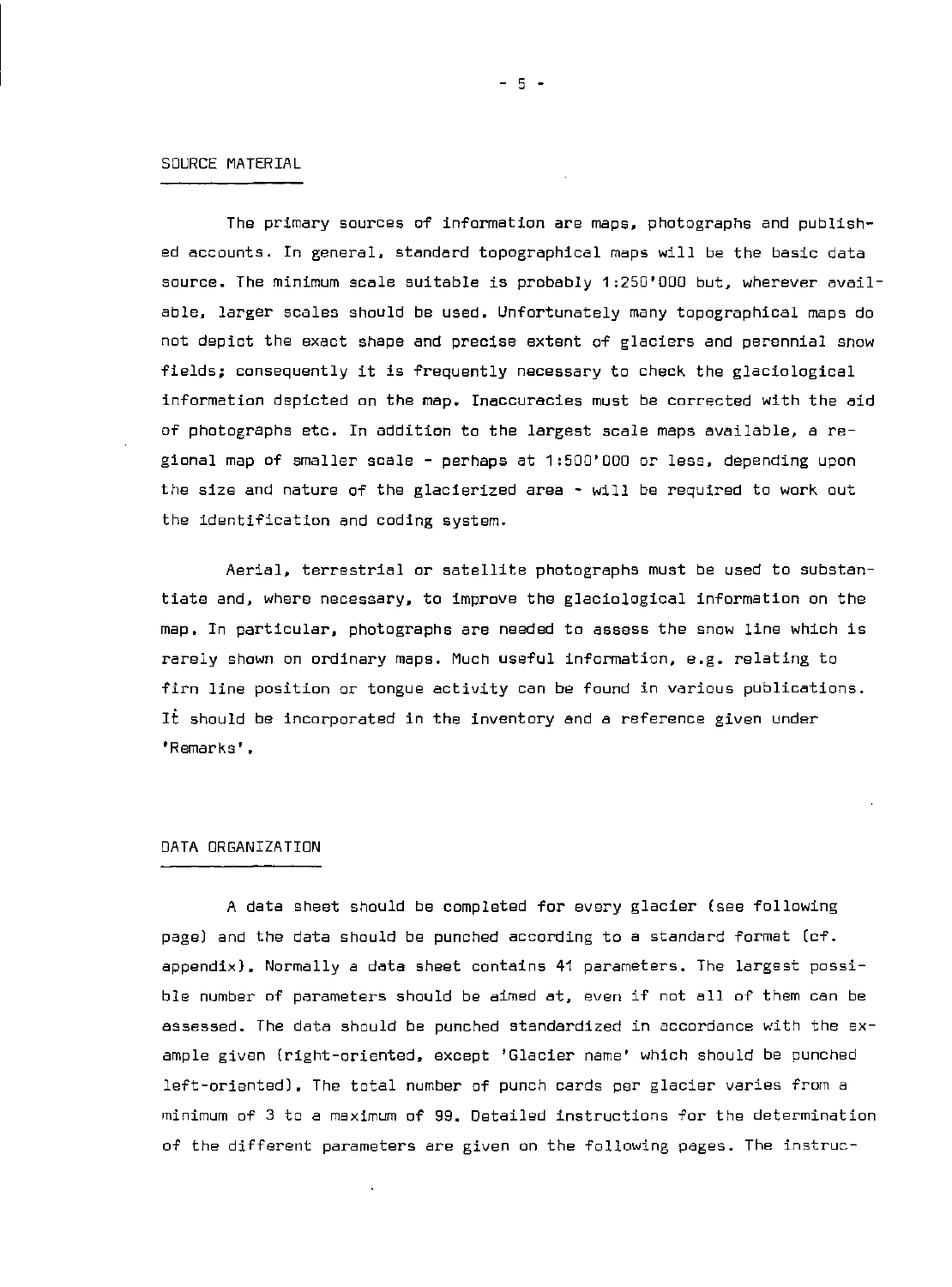## SOURCE MATERIAL

The primary sources of information are maps, photographs and published accounts. In general, standard topographical maps will be the basic data source. The minimum scale suitable is probably 1:250'000 but, wherever available, larger scales should be used. Unfortunately many topographical maps do not depict the exact shape and precise extent of glaciers and perennial snow fields; consequently it is frequently necessary to check the glaciological information depicted on the map. Inaccuracies must be corrected with the aid of photographs etc. In addition to the largest scale maps available, a regional map of smaller scale - perhaps at 1:500'000 or less, depending upon the size and nature of the glacierized area - will be required to work out the identification and coding system.

Aerial, terrestrial or satellite photographs must be used to substantiate and, where necessary, to improve the glaciological information on the map. In particular, photographs are needed to assess the snow line which is rarely shown on ordinary maps. Much useful information, e.g. relating to firn line position or tongue activity can be found in various publications. It should be incorporated in the inventory and a reference given under 'Remarks'.

## DATA ORGANIZATION

A data sheet should be completed for every glacier (see following page) and the data should be punched according to a standard format (cf. appendix). Normally a data sheet contains 41 parameters. The largest possible number of parameters should be aimed at, even if not all of them can be assessed. The data should be punched standardized in accordance with the example given (right-oriented, except 'Glacier name' which should be punched left-oriented). The total number of punch cards per glacier varies from a minimum of 3 to a maximum of 99. Detailed instructions for the determination of the different parameters are given on the following pages. The instruc-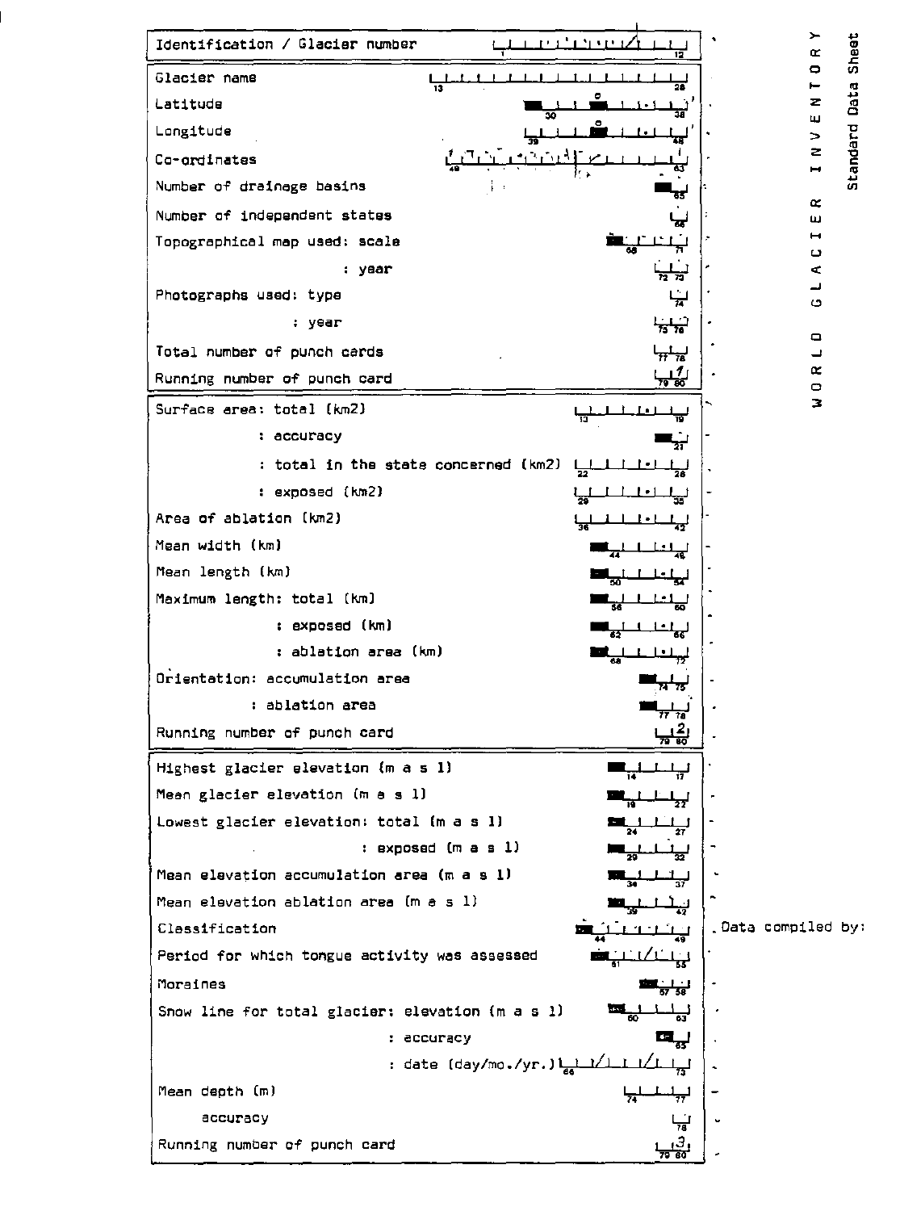# WORLD GLACIER INVENTORY

Standard Data Sheet

| Field | Columns |
|---|---|
| Identification / Glacier number | 1–12 |

| Field | Columns |
|---|---|
| Glacier name | 13–28 |
| Latitude | 30–38 |
| Longitude | 39–48 |
| Co-ordinates | 49–63 |
| Number of drainage basins | 65 |
| Number of independent states | 66 |
| Topographical map used: scale | 68–71 |
| : year | 72–73 |
| Photographs used: type | 74 |
| : year | 75–76 |
| Total number of punch cards | 77–78 |
| Running number of punch card | 79–80 (1) |

| Field | Columns |
|---|---|
| Surface area: total (km2) | 13–19 |
| : accuracy | 21 |
| : total in the state concerned (km2) | 22–28 |
| : exposed (km2) | 29–35 |
| Area of ablation (km2) | 36–42 |
| Mean width (km) | 44–48 |
| Mean length (km) | 50–54 |
| Maximum length: total (km) | 56–60 |
| : exposed (km) | 62–66 |
| : ablation area (km) | 68–72 |
| Orientation: accumulation area | 74–75 |
| : ablation area | 77–78 |
| Running number of punch card | 79–80 (2) |

| Field | Columns |
|---|---|
| Highest glacier elevation (m a s l) | 14–17 |
| Mean glacier elevation (m a s l) | 19–22 |
| Lowest glacier elevation: total (m a s l) | 24–27 |
| : exposed (m a s l) | 29–32 |
| Mean elevation accumulation area (m a s l) | 34–37 |
| Mean elevation ablation area (m a s l) | 39–42 |
| Classification | 44–49 |
| Period for which tongue activity was assessed | 51–55 |
| Moraines | 57–58 |
| Snow line for total glacier: elevation (m a s l) | 60–63 |
| : accuracy | 65 |
| : date (day/mo./yr.) | 66–73 |
| Mean depth (m) | 74–77 |
| accuracy | 78 |
| Running number of punch card | 79–80 (3) |

Data compiled by: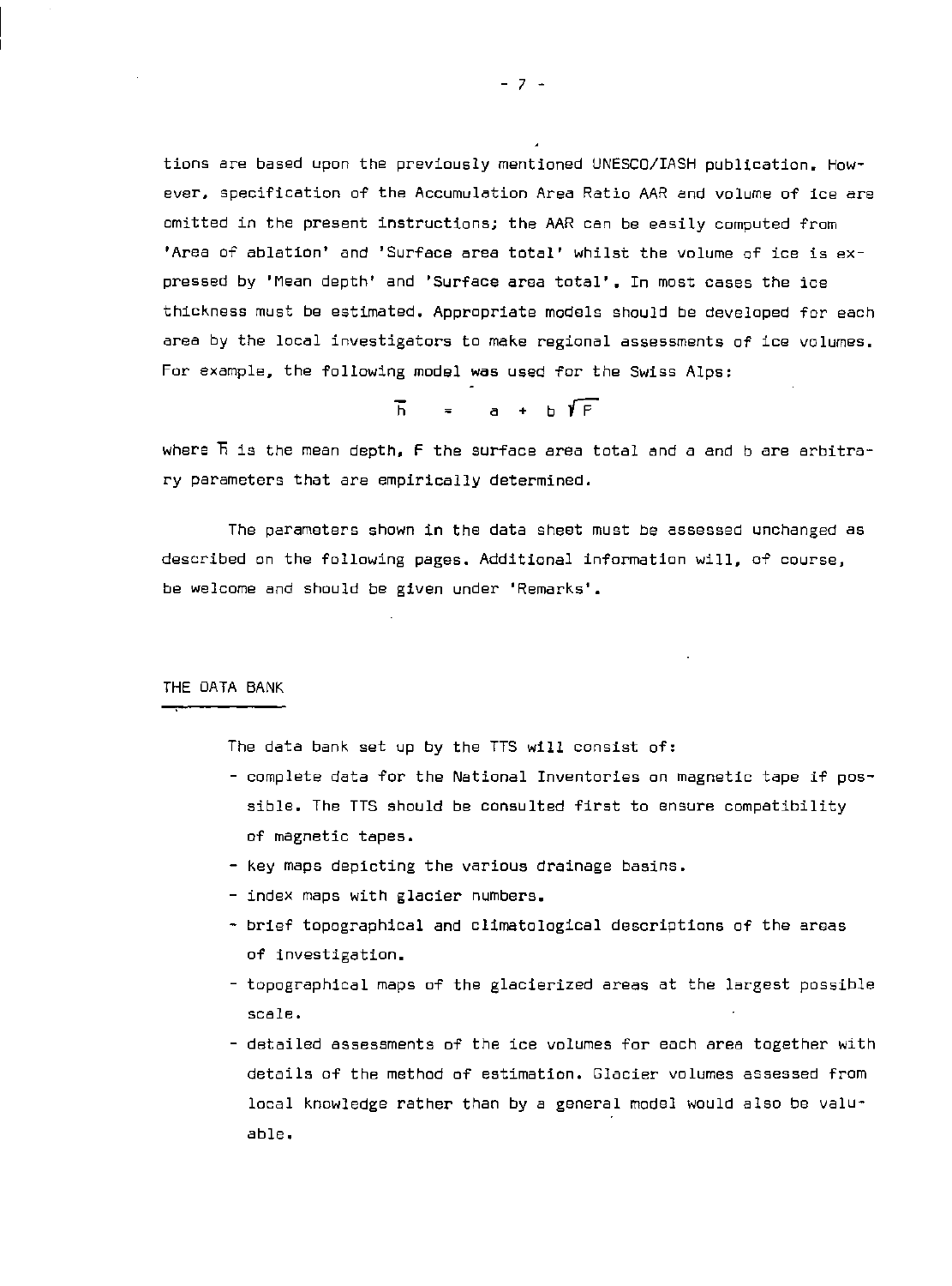tions are based upon the previously mentioned UNESCO/IASH publication. However, specification of the Accumulation Area Ratio AAR and volume of ice are omitted in the present instructions; the AAR can be easily computed from 'Area of ablation' and 'Surface area total' whilst the volume of ice is expressed by 'Mean depth' and 'Surface area total'. In most cases the ice thickness must be estimated. Appropriate models should be developed for each area by the local investigators to make regional assessments of ice volumes. For example, the following model was used for the Swiss Alps:

$$\bar{h} = a + b\sqrt{F}$$

where $\bar{h}$ is the mean depth, F the surface area total and a and b are arbitrary parameters that are empirically determined.

The parameters shown in the data sheet must be assessed unchanged as described on the following pages. Additional information will, of course, be welcome and should be given under 'Remarks'.

## THE DATA BANK

The data bank set up by the TTS will consist of:

- complete data for the National Inventories on magnetic tape if possible. The TTS should be consulted first to ensure compatibility of magnetic tapes.
- key maps depicting the various drainage basins.
- index maps with glacier numbers.
- brief topographical and climatological descriptions of the areas of investigation.
- topographical maps of the glacierized areas at the largest possible scale.
- detailed assessments of the ice volumes for each area together with details of the method of estimation. Glacier volumes assessed from local knowledge rather than by a general model would also be valuable.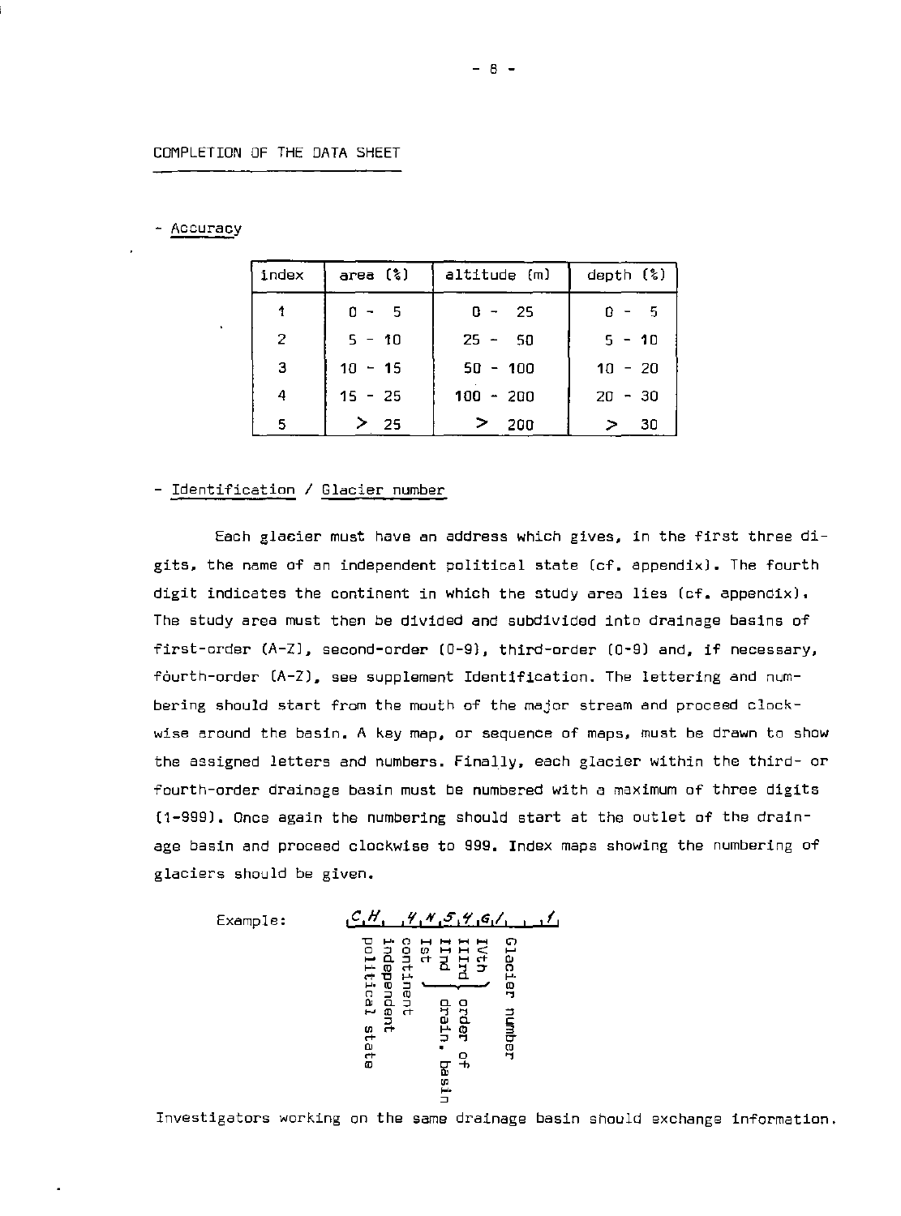## COMPLETION OF THE DATA SHEET

- Accuracy

| index | area (%) | altitude (m) | depth (%) |
|---|---|---|---|
| 1 | 0 - 5 | 0 - 25 | 0 - 5 |
| 2 | 5 - 10 | 25 - 50 | 5 - 10 |
| 3 | 10 - 15 | 50 - 100 | 10 - 20 |
| 4 | 15 - 25 | 100 - 200 | 20 - 30 |
| 5 | > 25 | > 200 | > 30 |

- Identification / Glacier number

Each glacier must have an address which gives, in the first three digits, the name of an independent political state (cf. appendix). The fourth digit indicates the continent in which the study area lies (cf. appendix). The study area must then be divided and subdivided into drainage basins of first-order (A-Z), second-order (0-9), third-order (0-9) and, if necessary, fourth-order (A-Z), see supplement Identification. The lettering and numbering should start from the mouth of the major stream and proceed clockwise around the basin. A key map, or sequence of maps, must be drawn to show the assigned letters and numbers. Finally, each glacier within the third- or fourth-order drainage basin must be numbered with a maximum of three digits (1-999). Once again the numbering should start at the outlet of the drainage basin and proceed clockwise to 999. Index maps showing the numbering of glaciers should be given.

Example: C H 4 N 5 4 G 1 1

- C H: independent political state
- 4: continent
- N: Ist order of drain. basin
- 5: IInd order of drain. basin
- 4: IIIrd order of drain. basin
- G: IVth order of drain. basin
- 1: Glacier number

Investigators working on the same drainage basin should exchange information.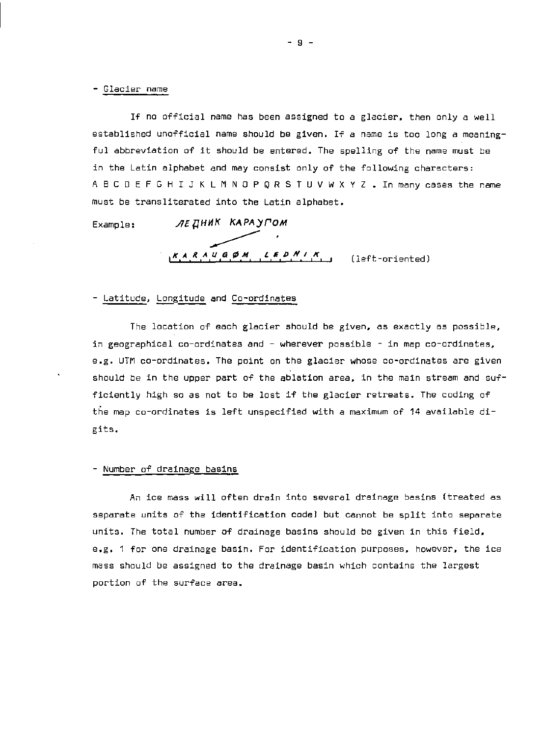- Glacier name

If no official name has been assigned to a glacier, then only a well established unofficial name should be given. If a name is too long a meaningful abbreviation of it should be entered. The spelling of the name must be in the Latin alphabet and may consist only of the following characters: A B C D E F G H I J K L M N O P Q R S T U V W X Y Z . In many cases the name must be transliterated into the Latin alphabet.

Example: ЛЕДНИК КАРАУГОМ

KARAUGØM LEDNIK (left-oriented)

- Latitude, Longitude and Co-ordinates

The location of each glacier should be given, as exactly as possible, in geographical co-ordinates and - wherever possible - in map co-ordinates, e.g. UTM co-ordinates. The point on the glacier whose co-ordinates are given should be in the upper part of the ablation area, in the main stream and sufficiently high so as not to be lost if the glacier retreats. The coding of the map co-ordinates is left unspecified with a maximum of 14 available digits.

- Number of drainage basins

An ice mass will often drain into several drainage basins (treated as separate units of the identification code) but cannot be split into separate units. The total number of drainage basins should be given in this field, e.g. 1 for one drainage basin. For identification purposes, however, the ice mass should be assigned to the drainage basin which contains the largest portion of the surface area.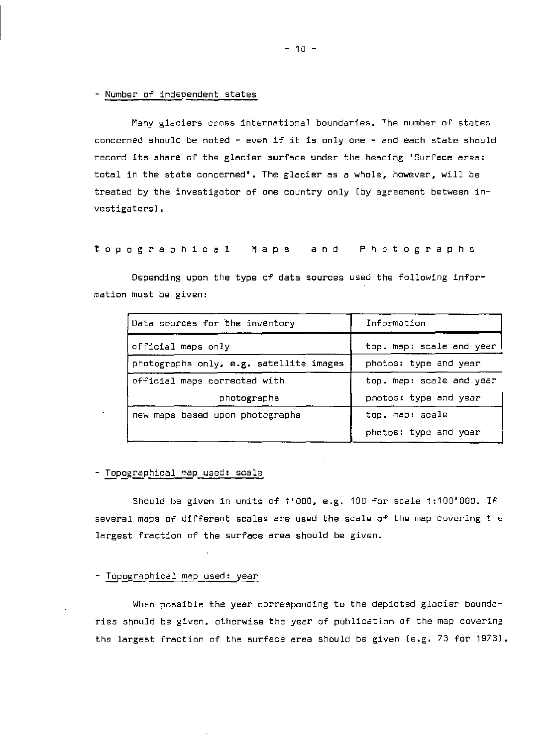- Number of independent states

Many glaciers cross international boundaries. The number of states concerned should be noted - even if it is only one - and each state should record its share of the glacier surface under the heading 'Surface area: total in the state concerned'. The glacier as a whole, however, will be treated by the investigator of one country only (by agreement between investigators).

## Topographical Maps and Photographs

Depending upon the type of data sources used the following information must be given:

| Data sources for the inventory | Information |
|---|---|
| official maps only | top. map: scale and year |
| photographs only, e.g. satellite images | photos: type and year |
| official maps corrected with photographs | top. map: scale and year<br>photos: type and year |
| new maps based upon photographs | top. map: scale<br>photos: type and year |

- Topographical map used: scale

Should be given in units of 1'000, e.g. 100 for scale 1:100'000. If several maps of different scales are used the scale of the map covering the largest fraction of the surface area should be given.

- Topographical map used: year

When possible the year corresponding to the depicted glacier boundaries should be given, otherwise the year of publication of the map covering the largest fraction of the surface area should be given (e.g. 73 for 1973).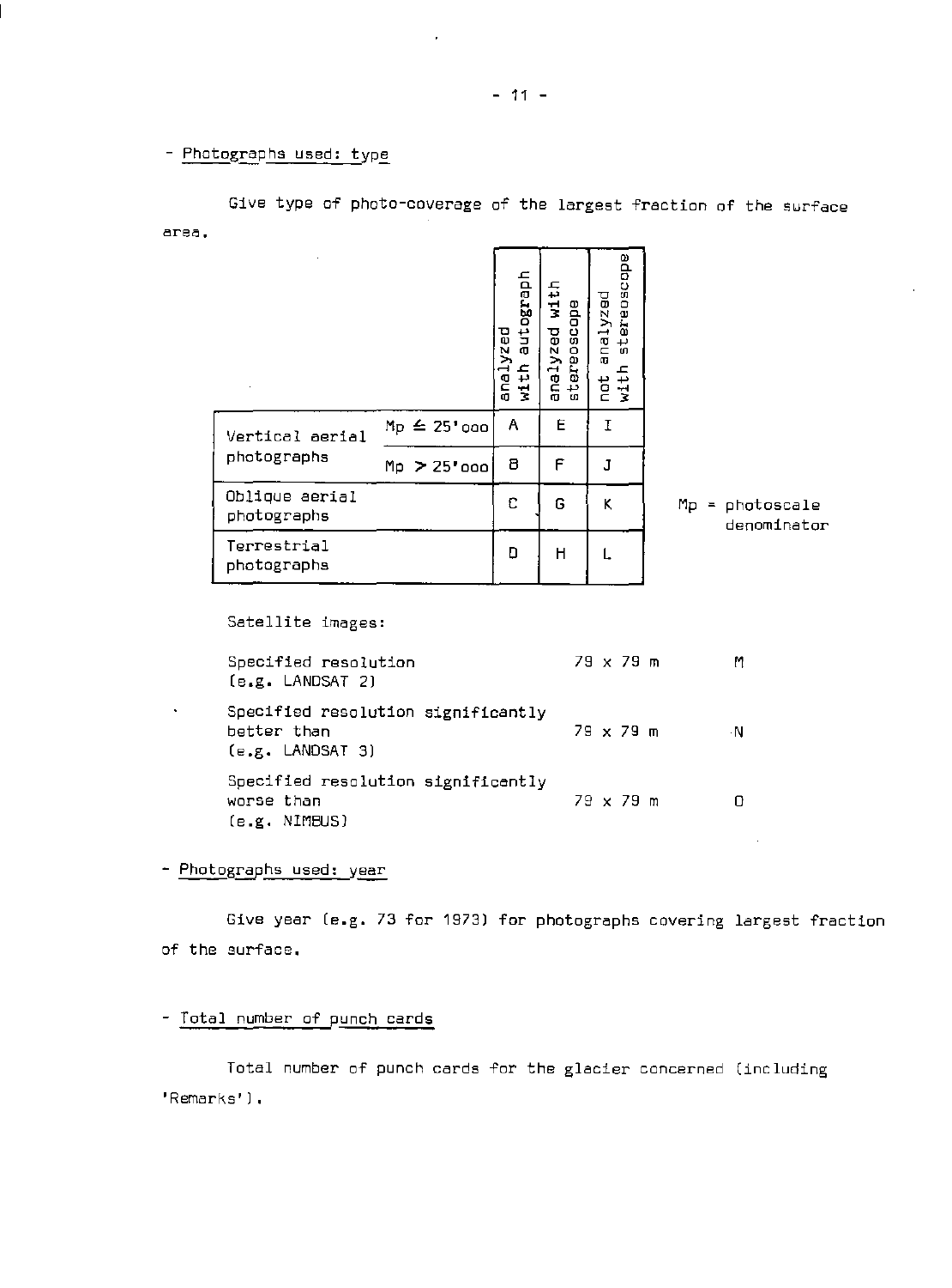- Photographs used: type

Give type of photo-coverage of the largest fraction of the surface area.

| | | analyzed with autograph | analyzed with stereoscope | not analyzed with stereoscope |
|---|---|---|---|---|
| Vertical aerial photographs | Mp ≤ 25'000 | A | E | I |
| | Mp > 25'000 | B | F | J |
| Oblique aerial photographs | | C | G | K |
| Terrestrial photographs | | D | H | L |

Mp = photoscale denominator

Satellite images:

| | | |
|---|---|---|
| Specified resolution (e.g. LANDSAT 2) | 79 x 79 m | M |
| Specified resolution significantly better than (e.g. LANDSAT 3) | 79 x 79 m | N |
| Specified resolution significantly worse than (e.g. NIMBUS) | 79 x 79 m | O |

- Photographs used: year

Give year (e.g. 73 for 1973) for photographs covering largest fraction of the surface.

- Total number of punch cards

Total number of punch cards for the glacier concerned (including 'Remarks').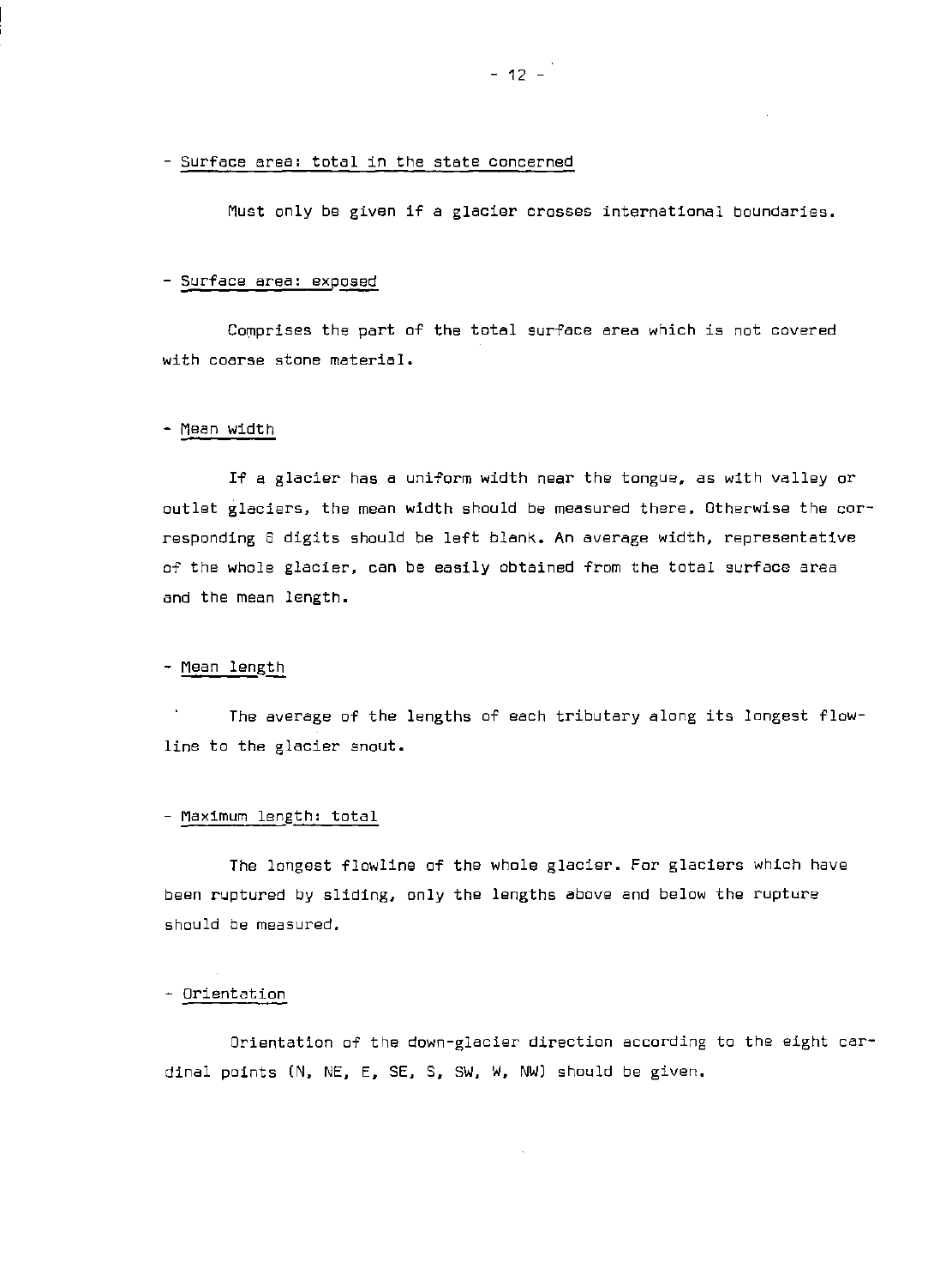- <u>Surface area: total in the state concerned</u>

Must only be given if a glacier crosses international boundaries.

- <u>Surface area: exposed</u>

Comprises the part of the total surface area which is not covered with coarse stone material.

- <u>Mean width</u>

If a glacier has a uniform width near the tongue, as with valley or outlet glaciers, the mean width should be measured there. Otherwise the corresponding 6 digits should be left blank. An average width, representative of the whole glacier, can be easily obtained from the total surface area and the mean length.

- <u>Mean length</u>

The average of the lengths of each tributary along its longest flowline to the glacier snout.

- <u>Maximum length: total</u>

The longest flowline of the whole glacier. For glaciers which have been ruptured by sliding, only the lengths above and below the rupture should be measured.

- <u>Orientation</u>

Orientation of the down-glacier direction according to the eight cardinal points (N, NE, E, SE, S, SW, W, NW) should be given.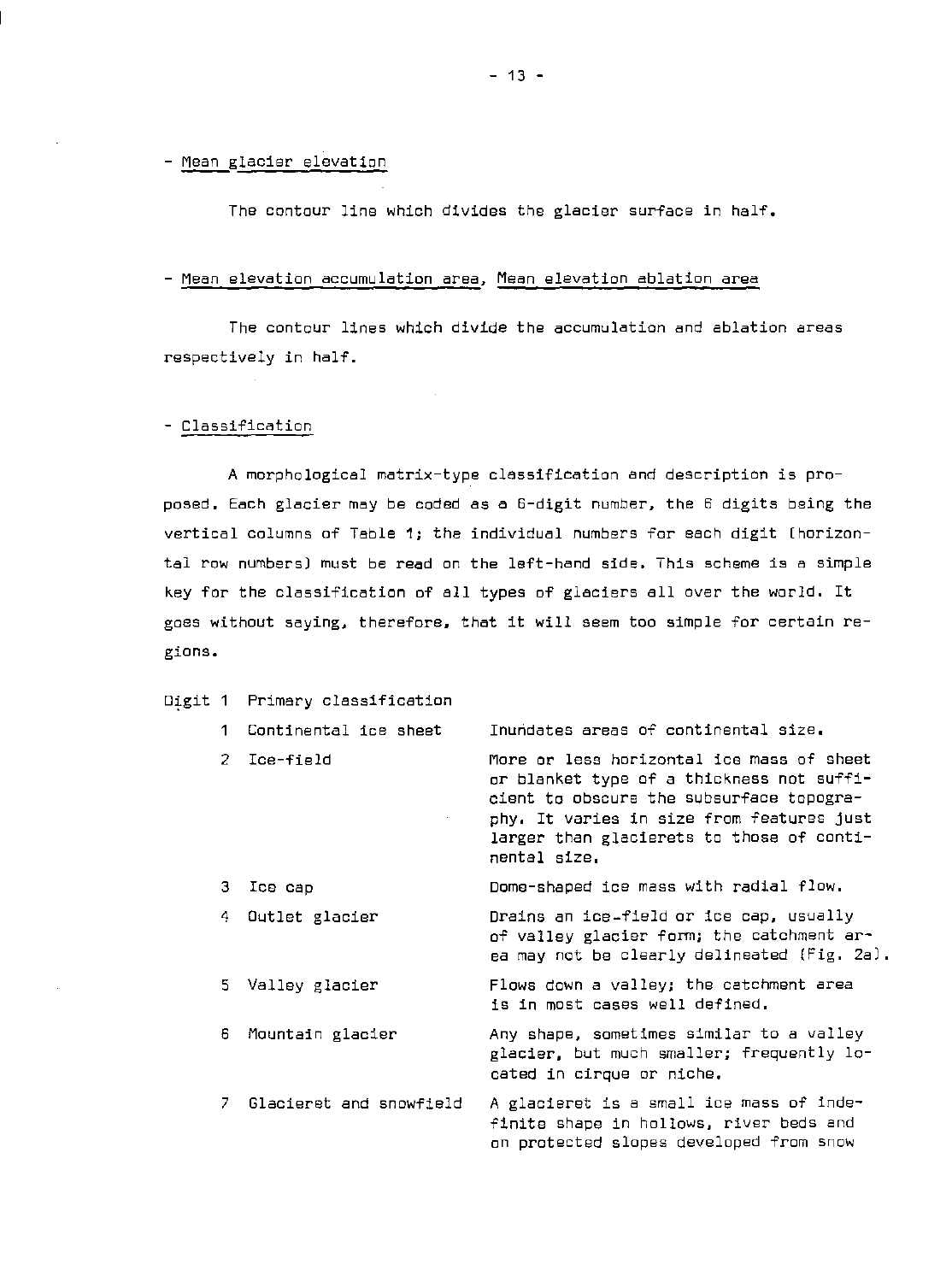- Mean glacier elevation

The contour line which divides the glacier surface in half.

- Mean elevation accumulation area, Mean elevation ablation area

The contour lines which divide the accumulation and ablation areas respectively in half.

- Classification

A morphological matrix-type classification and description is proposed. Each glacier may be coded as a 6-digit number, the 6 digits being the vertical columns of Table 1; the individual numbers for each digit (horizontal row numbers) must be read on the left-hand side. This scheme is a simple key for the classification of all types of glaciers all over the world. It goes without saying, therefore, that it will seem too simple for certain regions.

Digit 1 Primary classification

| | | |
|---|---|---|
| 1 | Continental ice sheet | Inundates areas of continental size. |
| 2 | Ice-field | More or less horizontal ice mass of sheet or blanket type of a thickness not sufficient to obscure the subsurface topography. It varies in size from features just larger than glacierets to those of continental size. |
| 3 | Ice cap | Dome-shaped ice mass with radial flow. |
| 4 | Outlet glacier | Drains an ice-field or ice cap, usually of valley glacier form; the catchment area may not be clearly delineated (Fig. 2a). |
| 5 | Valley glacier | Flows down a valley; the catchment area is in most cases well defined. |
| 6 | Mountain glacier | Any shape, sometimes similar to a valley glacier, but much smaller; frequently located in cirque or niche. |
| 7 | Glacieret and snowfield | A glacieret is a small ice mass of indefinite shape in hollows, river beds and on protected slopes developed from snow |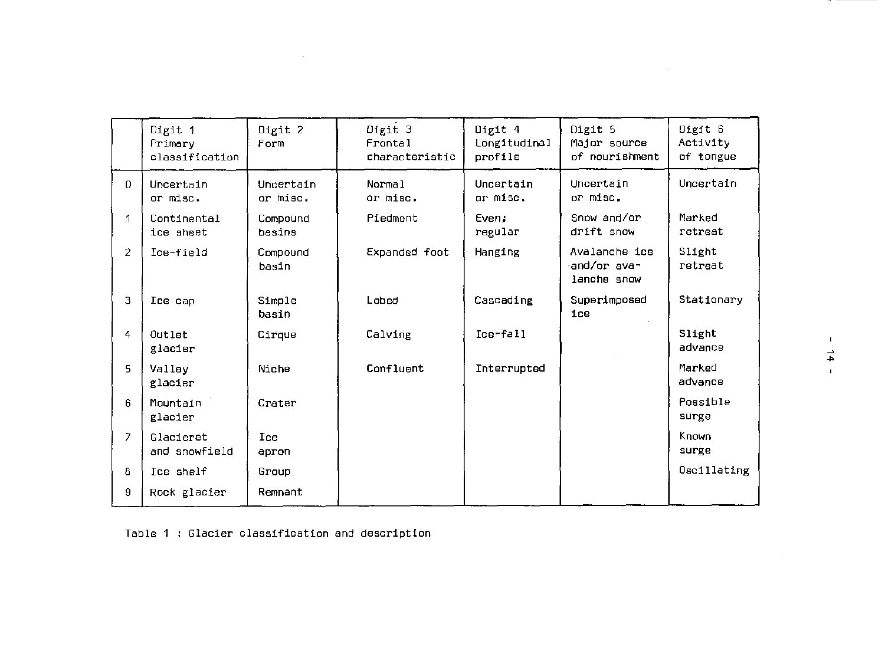| | Digit 1 Primary classification | Digit 2 Form | Digit 3 Frontal characteristic | Digit 4 Longitudinal profile | Digit 5 Major source of nourishment | Digit 6 Activity of tongue |
|---|---|---|---|---|---|---|
| 0 | Uncertain or misc. | Uncertain or misc. | Normal or misc. | Uncertain or misc. | Uncertain or misc. | Uncertain |
| 1 | Continental ice sheet | Compound basins | Piedmont | Even; regular | Snow and/or drift snow | Marked retreat |
| 2 | Ice-field | Compound basin | Expanded foot | Hanging | Avalanche ice and/or avalanche snow | Slight retreat |
| 3 | Ice cap | Simple basin | Lobed | Cascading | Superimposed ice | Stationary |
| 4 | Outlet glacier | Cirque | Calving | Ice-fall | | Slight advance |
| 5 | Valley glacier | Niche | Confluent | Interrupted | | Marked advance |
| 6 | Mountain glacier | Crater | | | | Possible surge |
| 7 | Glacieret and snowfield | Ice apron | | | | Known surge |
| 8 | Ice shelf | Group | | | | Oscillating |
| 9 | Rock glacier | Remnant | | | | |

Table 1 : Glacier classification and description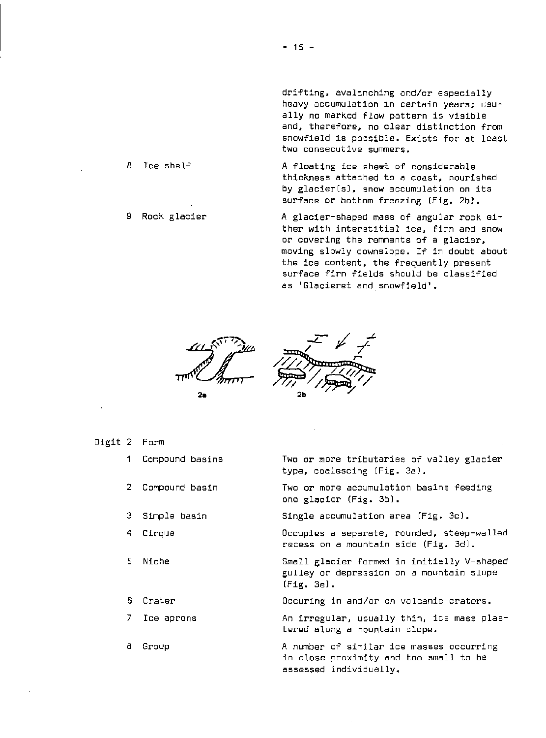drifting, avalanching and/or especially heavy accumulation in certain years; usually no marked flow pattern is visible and, therefore, no clear distinction from snowfield is possible. Exists for at least two consecutive summers.

| | | |
|---|---|---|
| 8 | Ice shelf | A floating ice sheet of considerable thickness attached to a coast, nourished by glacier(s), snow accumulation on its surface or bottom freezing (Fig. 2b). |
| 9 | Rock glacier | A glacier-shaped mass of angular rock either with interstitial ice, firn and snow or covering the remnants of a glacier, moving slowly downslope. If in doubt about the ice content, the frequently present surface firn fields should be classified as 'Glacieret and snowfield'. |

2a 2b

**Digit 2 Form**

| | | |
|---|---|---|
| 1 | Compound basins | Two or more tributaries of valley glacier type, coalescing (Fig. 3a). |
| 2 | Compound basin | Two or more accumulation basins feeding one glacier (Fig. 3b). |
| 3 | Simple basin | Single accumulation area (Fig. 3c). |
| 4 | Cirque | Occupies a separate, rounded, steep-walled recess on a mountain side (Fig. 3d). |
| 5 | Niche | Small glacier formed in initially V-shaped gulley or depression on a mountain slope (Fig. 3e). |
| 6 | Crater | Occuring in and/or on volcanic craters. |
| 7 | Ice aprons | An irregular, usually thin, ice mass plastered along a mountain slope. |
| 8 | Group | A number of similar ice masses occurring in close proximity and too small to be assessed individually. |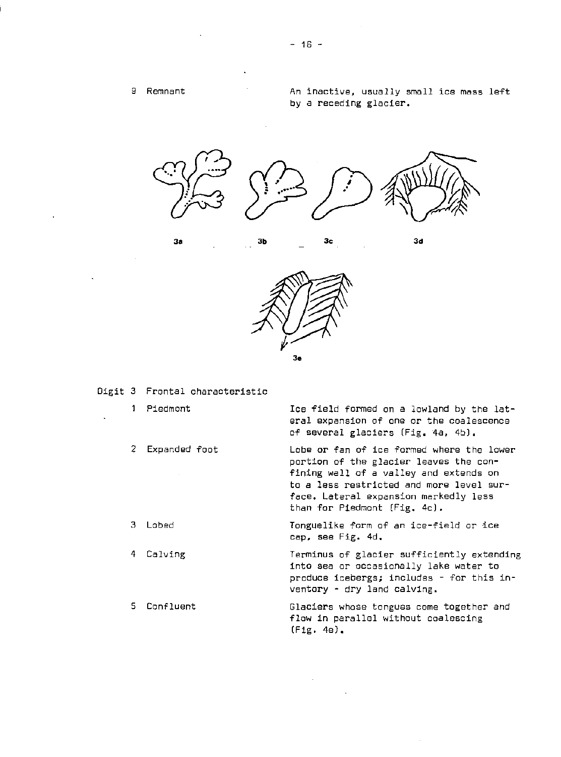9 Remnant — An inactive, usually small ice mass left by a receding glacier.

3a 3b 3c 3d

3e

Digit 3 Frontal characteristic

1 Piedmont — Ice field formed on a lowland by the lateral expansion of one or the coalescence of several glaciers (Fig. 4a, 4b).

2 Expanded foot — Lobe or fan of ice formed where the lower portion of the glacier leaves the confining wall of a valley and extends on to a less restricted and more level surface. Lateral expansion markedly less than for Piedmont (Fig. 4c).

3 Lobed — Tonguelike form of an ice-field or ice cap, see Fig. 4d.

4 Calving — Terminus of glacier sufficiently extending into sea or occasionally lake water to produce icebergs; includes - for this inventory - dry land calving.

5 Confluent — Glaciers whose tongues come together and flow in parallel without coalescing (Fig. 4e).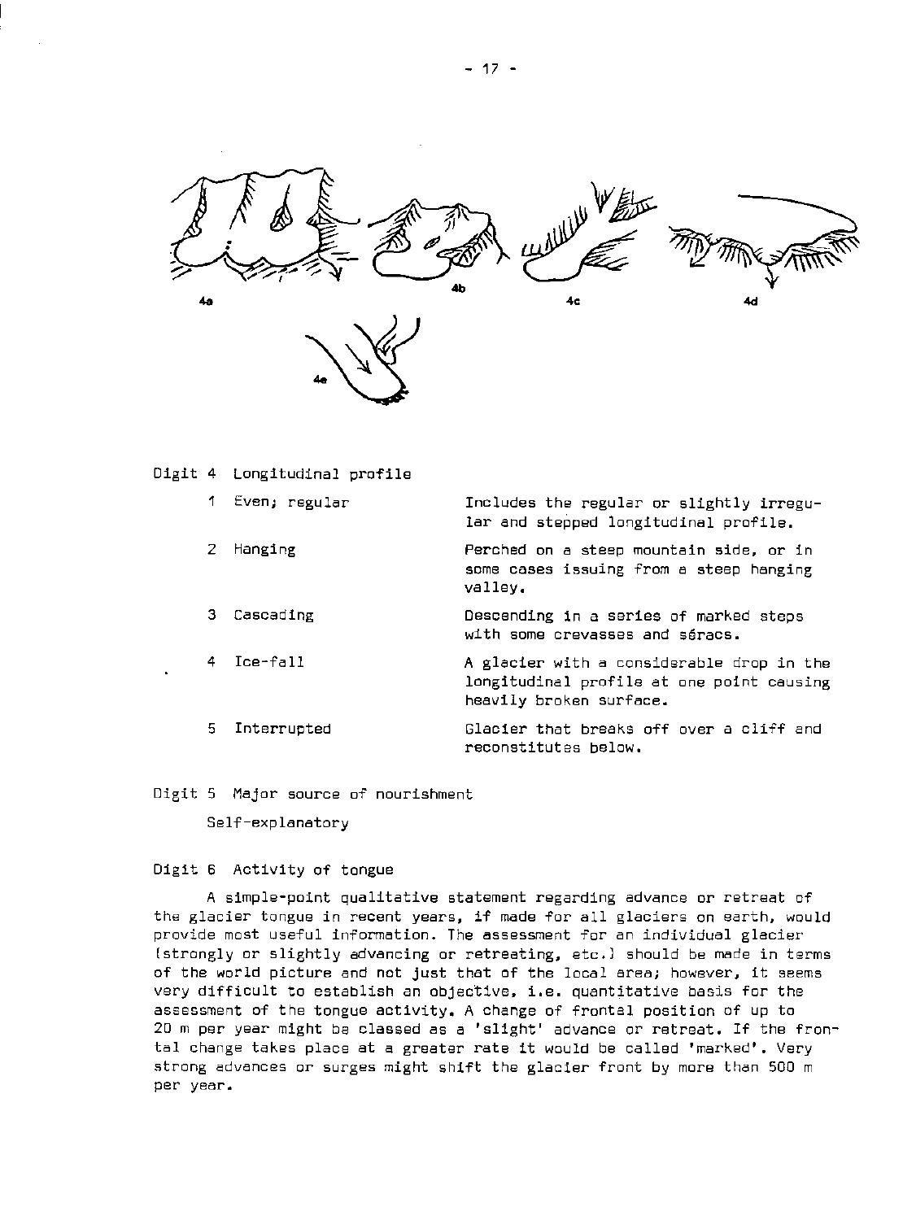4a 4b 4c 4d

4e

Digit 4 Longitudinal profile

| | |
|---|---|
| 1 Even; regular | Includes the regular or slightly irregular and stepped longitudinal profile. |
| 2 Hanging | Perched on a steep mountain side, or in some cases issuing from a steep hanging valley. |
| 3 Cascading | Descending in a series of marked steps with some crevasses and séracs. |
| 4 Ice-fall | A glacier with a considerable drop in the longitudinal profile at one point causing heavily broken surface. |
| 5 Interrupted | Glacier that breaks off over a cliff and reconstitutes below. |

Digit 5 Major source of nourishment

Self-explanatory

Digit 6 Activity of tongue

A simple-point qualitative statement regarding advance or retreat of the glacier tongue in recent years, if made for all glaciers on earth, would provide most useful information. The assessment for an individual glacier (strongly or slightly advancing or retreating, etc.) should be made in terms of the world picture and not just that of the local area; however, it seems very difficult to establish an objective, i.e. quantitative basis for the assessment of the tongue activity. A change of frontal position of up to 20 m per year might be classed as a 'slight' advance or retreat. If the frontal change takes place at a greater rate it would be called 'marked'. Very strong advances or surges might shift the glacier front by more than 500 m per year.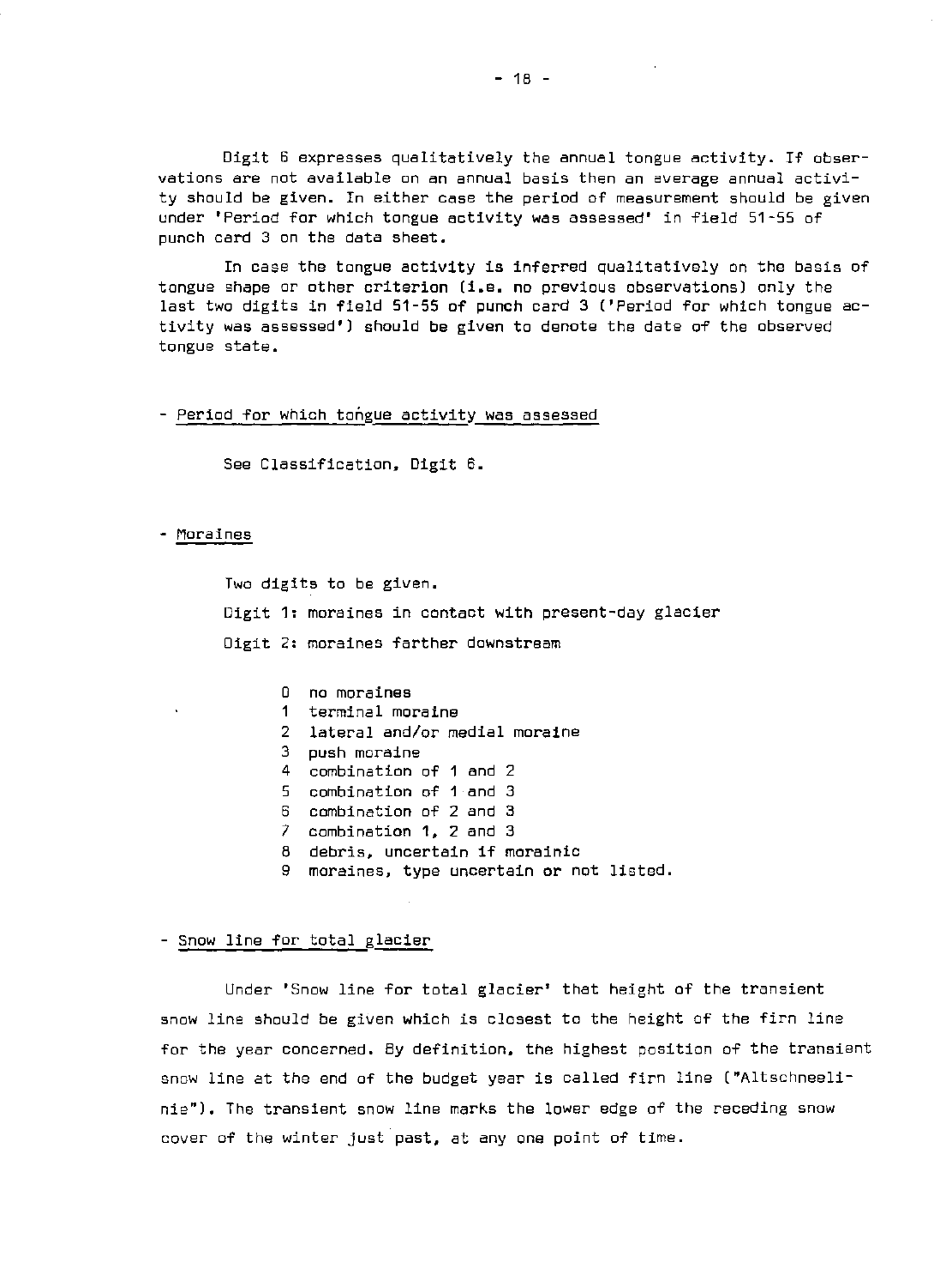Digit 6 expresses qualitatively the annual tongue activity. If observations are not available on an annual basis then an average annual activity should be given. In either case the period of measurement should be given under 'Period for which tongue activity was assessed' in field 51-55 of punch card 3 on the data sheet.

In case the tongue activity is inferred qualitatively on the basis of tongue shape or other criterion (i.e. no previous observations) only the last two digits in field 51-55 of punch card 3 ('Period for which tongue activity was assessed') should be given to denote the date of the observed tongue state.

- Period for which tongue activity was assessed

See Classification, Digit 6.

- Moraines

Two digits to be given.

Digit 1: moraines in contact with present-day glacier

Digit 2: moraines farther downstream

0 no moraines
1 terminal moraine
2 lateral and/or medial moraine
3 push moraine
4 combination of 1 and 2
5 combination of 1 and 3
6 combination of 2 and 3
7 combination 1, 2 and 3
8 debris, uncertain if morainic
9 moraines, type uncertain or not listed.

- Snow line for total glacier

Under 'Snow line for total glacier' that height of the transient snow line should be given which is closest to the height of the firn line for the year concerned. By definition, the highest position of the transient snow line at the end of the budget year is called firn line ("Altschneelinie"). The transient snow line marks the lower edge of the receding snow cover of the winter just past, at any one point of time.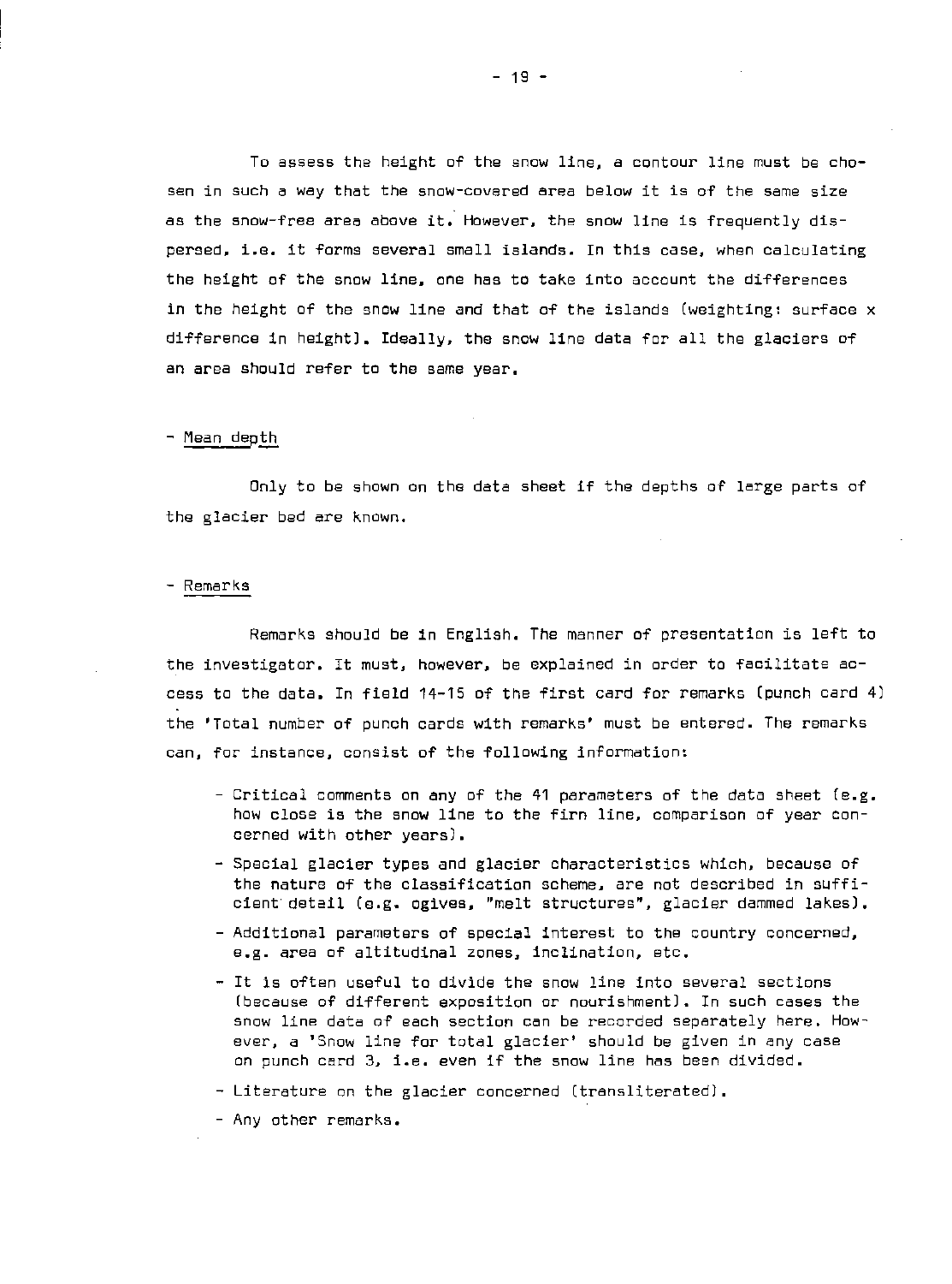To assess the height of the snow line, a contour line must be chosen in such a way that the snow-covered area below it is of the same size as the snow-free area above it. However, the snow line is frequently dispersed, i.e. it forms several small islands. In this case, when calculating the height of the snow line, one has to take into account the differences in the height of the snow line and that of the islands (weighting: surface x difference in height). Ideally, the snow line data for all the glaciers of an area should refer to the same year.

- Mean depth

Only to be shown on the data sheet if the depths of large parts of the glacier bed are known.

- Remarks

Remarks should be in English. The manner of presentation is left to the investigator. It must, however, be explained in order to facilitate access to the data. In field 14-15 of the first card for remarks (punch card 4) the 'Total number of punch cards with remarks' must be entered. The remarks can, for instance, consist of the following information:

- Critical comments on any of the 41 parameters of the data sheet (e.g. how close is the snow line to the firn line, comparison of year concerned with other years).
- Special glacier types and glacier characteristics which, because of the nature of the classification scheme, are not described in sufficient detail (e.g. ogives, "melt structures", glacier dammed lakes).
- Additional parameters of special interest to the country concerned, e.g. area of altitudinal zones, inclination, etc.
- It is often useful to divide the snow line into several sections (because of different exposition or nourishment). In such cases the snow line data of each section can be recorded separately here. However, a 'Snow line for total glacier' should be given in any case on punch card 3, i.e. even if the snow line has been divided.
- Literature on the glacier concerned (transliterated).
- Any other remarks.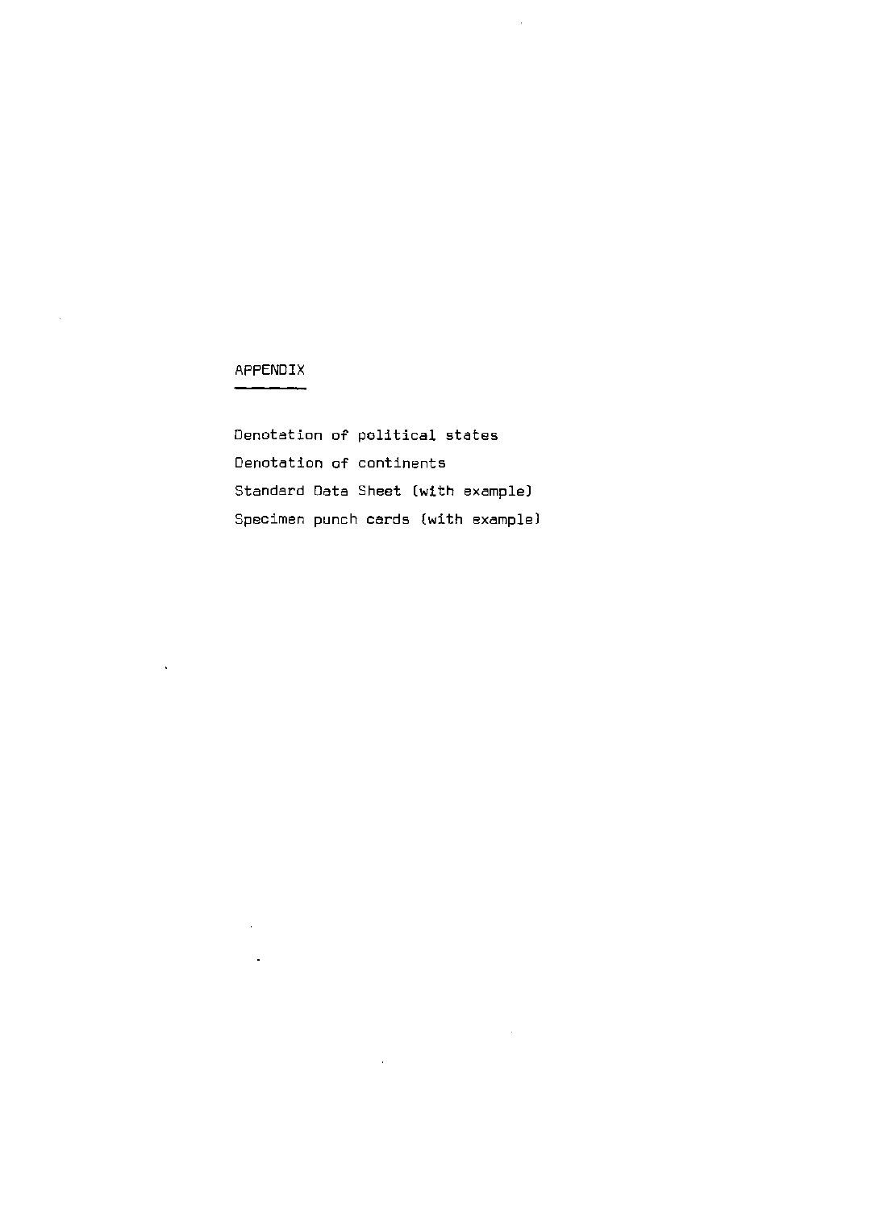## APPENDIX

Denotation of political states

Denotation of continents

Standard Data Sheet (with example)

Specimen punch cards (with example)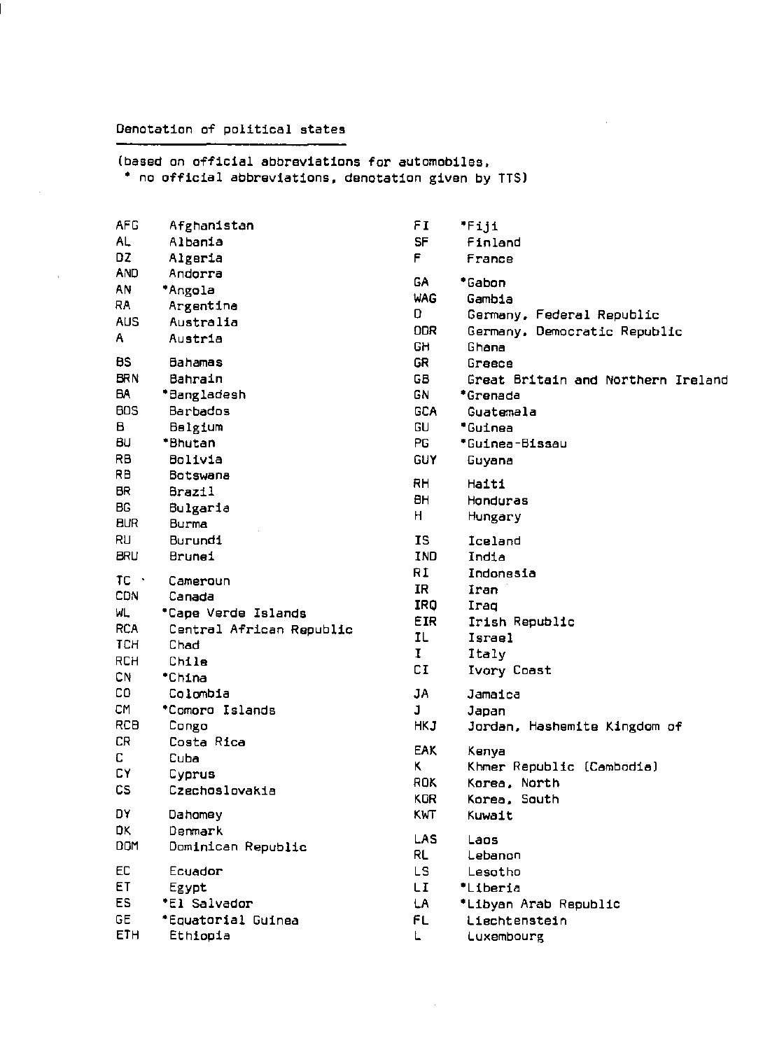Denotation of political states

(based on official abbreviations for automobiles,
 * no official abbreviations, denotation given by TTS)

| | |
|---|---|
| AFG | Afghanistan |
| AL | Albania |
| DZ | Algeria |
| AND | Andorra |
| AN | *Angola |
| RA | Argentine |
| AUS | Australia |
| A | Austria |
| BS | Bahamas |
| BRN | Bahrain |
| BA | *Bangladesh |
| BDS | Barbados |
| B | Belgium |
| BU | *Bhutan |
| RB | Bolivia |
| RB | Botswana |
| BR | Brazil |
| BG | Bulgaria |
| BUR | Burma |
| RU | Burundi |
| BRU | Brunei |
| TC | Cameroun |
| CDN | Canada |
| WL | *Cape Verde Islands |
| RCA | Central African Republic |
| TCH | Chad |
| RCH | Chile |
| CN | *China |
| CO | Colombia |
| CM | *Comoro Islands |
| RCB | Congo |
| CR | Costa Rica |
| C | Cuba |
| CY | Cyprus |
| CS | Czechoslovakia |
| DY | Dahomey |
| DK | Denmark |
| DOM | Dominican Republic |
| EC | Ecuador |
| ET | Egypt |
| ES | *El Salvador |
| GE | *Equatorial Guinea |
| ETH | Ethiopia |
| FI | *Fiji |
| SF | Finland |
| F | France |
| GA | *Gabon |
| WAG | Gambia |
| D | Germany, Federal Republic |
| DDR | Germany, Democratic Republic |
| GH | Ghana |
| GR | Greece |
| GB | Great Britain and Northern Ireland |
| GN | *Grenada |
| GCA | Guatemala |
| GU | *Guinea |
| PG | *Guinea-Bissau |
| GUY | Guyana |
| RH | Haiti |
| BH | Honduras |
| H | Hungary |
| IS | Iceland |
| IND | India |
| RI | Indonesia |
| IR | Iran |
| IRQ | Iraq |
| EIR | Irish Republic |
| IL | Israel |
| I | Italy |
| CI | Ivory Coast |
| JA | Jamaica |
| J | Japan |
| HKJ | Jordan, Hashemite Kingdom of |
| EAK | Kenya |
| K | Khmer Republic (Cambodia) |
| ROK | Korea, North |
| KOR | Korea, South |
| KWT | Kuwait |
| LAS | Laos |
| RL | Lebanon |
| LS | Lesotho |
| LI | *Liberia |
| LA | *Libyan Arab Republic |
| FL | Liechtenstein |
| L | Luxembourg |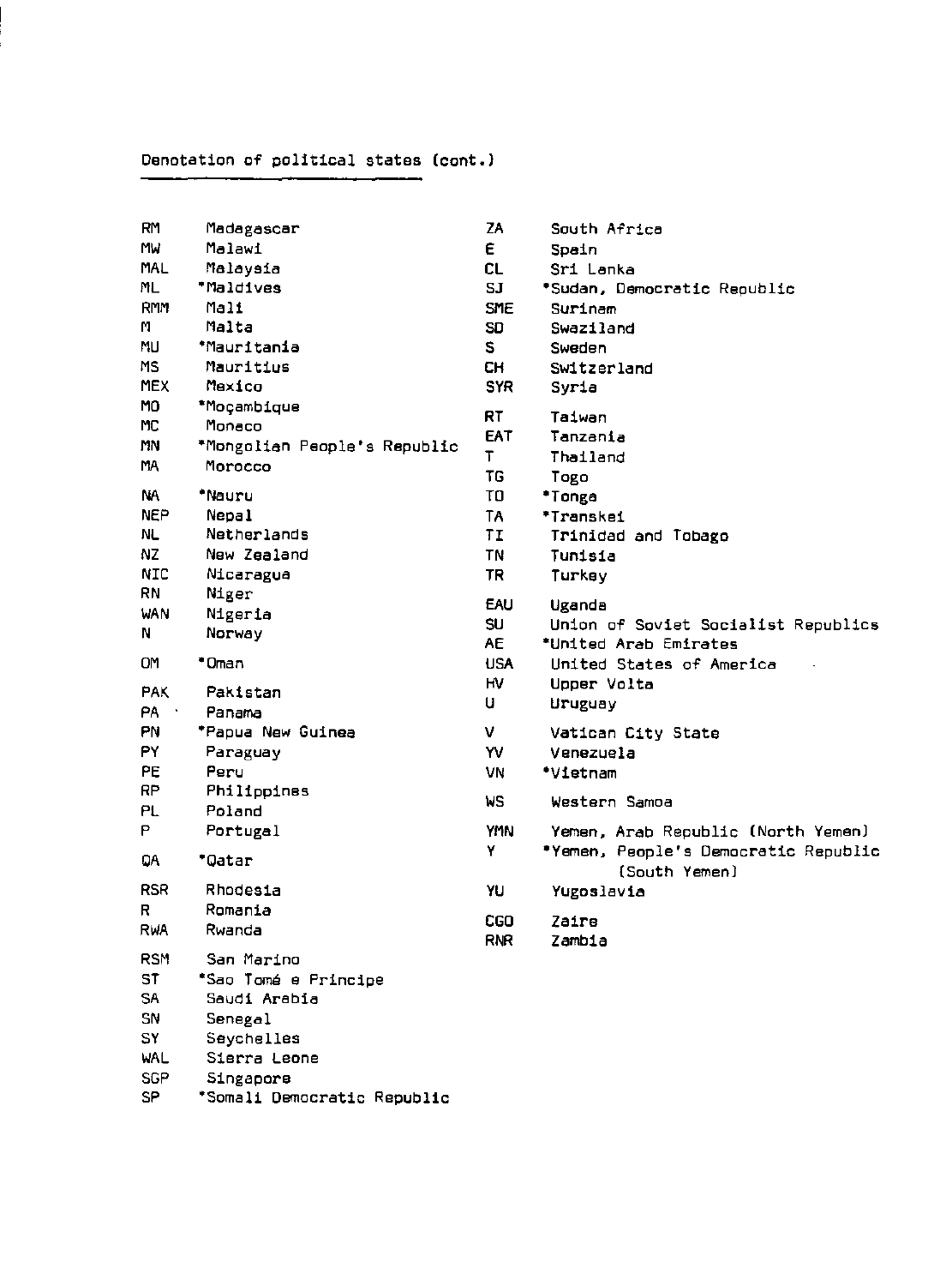Denotation of political states (cont.)

| Code | State |
|---|---|
| RM | Madagascar |
| MW | Malawi |
| MAL | Malaysia |
| ML | *Maldives |
| RMM | Mali |
| M | Malta |
| MU | *Mauritania |
| MS | Mauritius |
| MEX | Mexico |
| MO | *Moçambique |
| MC | Monaco |
| MN | *Mongolian People's Republic |
| MA | Morocco |
| NA | *Nauru |
| NEP | Nepal |
| NL | Netherlands |
| NZ | New Zealand |
| NIC | Nicaragua |
| RN | Niger |
| WAN | Nigeria |
| N | Norway |
| OM | *Oman |
| PAK | Pakistan |
| PA | Panama |
| PN | *Papua New Guinea |
| PY | Paraguay |
| PE | Peru |
| RP | Philippines |
| PL | Poland |
| P | Portugal |
| QA | *Qatar |
| RSR | Rhodesia |
| R | Romania |
| RWA | Rwanda |
| RSM | San Marino |
| ST | *Sao Tomé e Principe |
| SA | Saudi Arabia |
| SN | Senegal |
| SY | Seychelles |
| WAL | Sierra Leone |
| SGP | Singapore |
| SP | *Somali Democratic Republic |
| ZA | South Africa |
| E | Spain |
| CL | Sri Lanka |
| SJ | *Sudan, Democratic Republic |
| SME | Surinam |
| SD | Swaziland |
| S | Sweden |
| CH | Switzerland |
| SYR | Syria |
| RT | Taiwan |
| EAT | Tanzania |
| T | Thailand |
| TG | Togo |
| TO | *Tonga |
| TA | *Transkei |
| TI | Trinidad and Tobago |
| TN | Tunisia |
| TR | Turkey |
| EAU | Uganda |
| SU | Union of Soviet Socialist Republics |
| AE | *United Arab Emirates |
| USA | United States of America |
| HV | Upper Volta |
| U | Uruguay |
| V | Vatican City State |
| YV | Venezuela |
| VN | *Vietnam |
| WS | Western Samoa |
| YMN | Yemen, Arab Republic (North Yemen) |
| Y | *Yemen, People's Democratic Republic (South Yemen) |
| YU | Yugoslavia |
| CGO | Zaire |
| RNR | Zambia |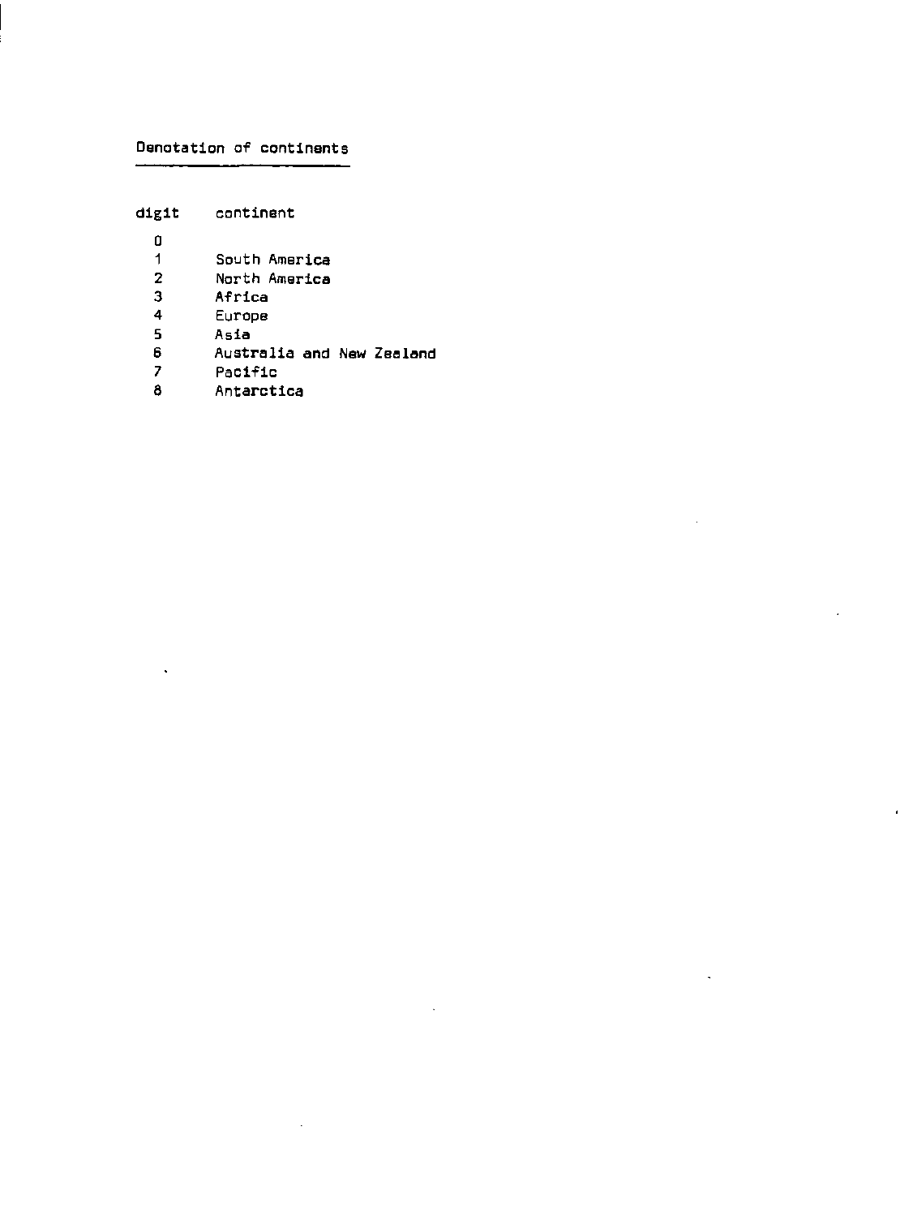## Denotation of continents

| digit | continent |
|---|---|
| 0 | |
| 1 | South America |
| 2 | North America |
| 3 | Africa |
| 4 | Europe |
| 5 | Asia |
| 6 | Australia and New Zealand |
| 7 | Pacific |
| 8 | Antarctica |